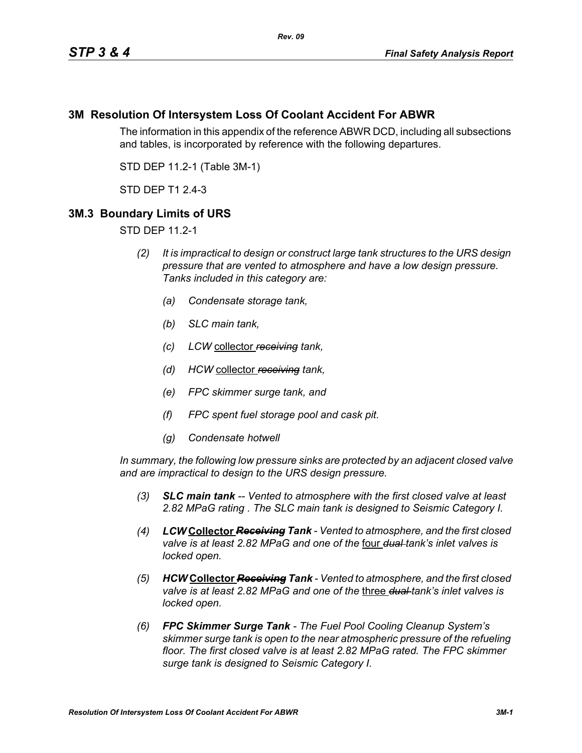## 3M Resolution Of Intersystem Loss Of Coolant Accident For ABWR

The information in this appendix of the reference ABWR DCD, including all subsections and tables, is incorporated by reference with the following departures.

STD DEP 11.2-1 (Table 3M-1)

STD DEP T1 2.4-3

## 3M.3 Boundary Limits of URS

STD DEP 11.2-1

*(2) It is impractical to design or construct large tank structures to the URS design pressure that are vented to atmosphere and have a low design pressure. Tanks included in this category are:*

*(a) Condensate storage tank,*

*(b) SLC main tank,*

*(c) LCW* collector ~~*receiving*~~ *tank,*

*(d) HCW* collector ~~*receiving*~~ *tank,*

*(e) FPC skimmer surge tank, and*

*(f) FPC spent fuel storage pool and cask pit.*

*(g) Condensate hotwell*

*In summary, the following low pressure sinks are protected by an adjacent closed valve and are impractical to design to the URS design pressure.*

*(3)* ***SLC main tank*** *-- Vented to atmosphere with the first closed valve at least 2.82 MPaG rating . The SLC main tank is designed to Seismic Category I.*

*(4)* ***LCW*** **Collector** ~~***Receiving***~~ ***Tank*** *- Vented to atmosphere, and the first closed valve is at least 2.82 MPaG and one of the* four ~~*dual*~~ *tank's inlet valves is locked open.*

*(5)* ***HCW*** **Collector** ~~***Receiving***~~ ***Tank*** *- Vented to atmosphere, and the first closed valve is at least 2.82 MPaG and one of the* three ~~*dual*~~ *tank's inlet valves is locked open.*

*(6)* ***FPC Skimmer Surge Tank*** *- The Fuel Pool Cooling Cleanup System's skimmer surge tank is open to the near atmospheric pressure of the refueling floor. The first closed valve is at least 2.82 MPaG rated. The FPC skimmer surge tank is designed to Seismic Category I.*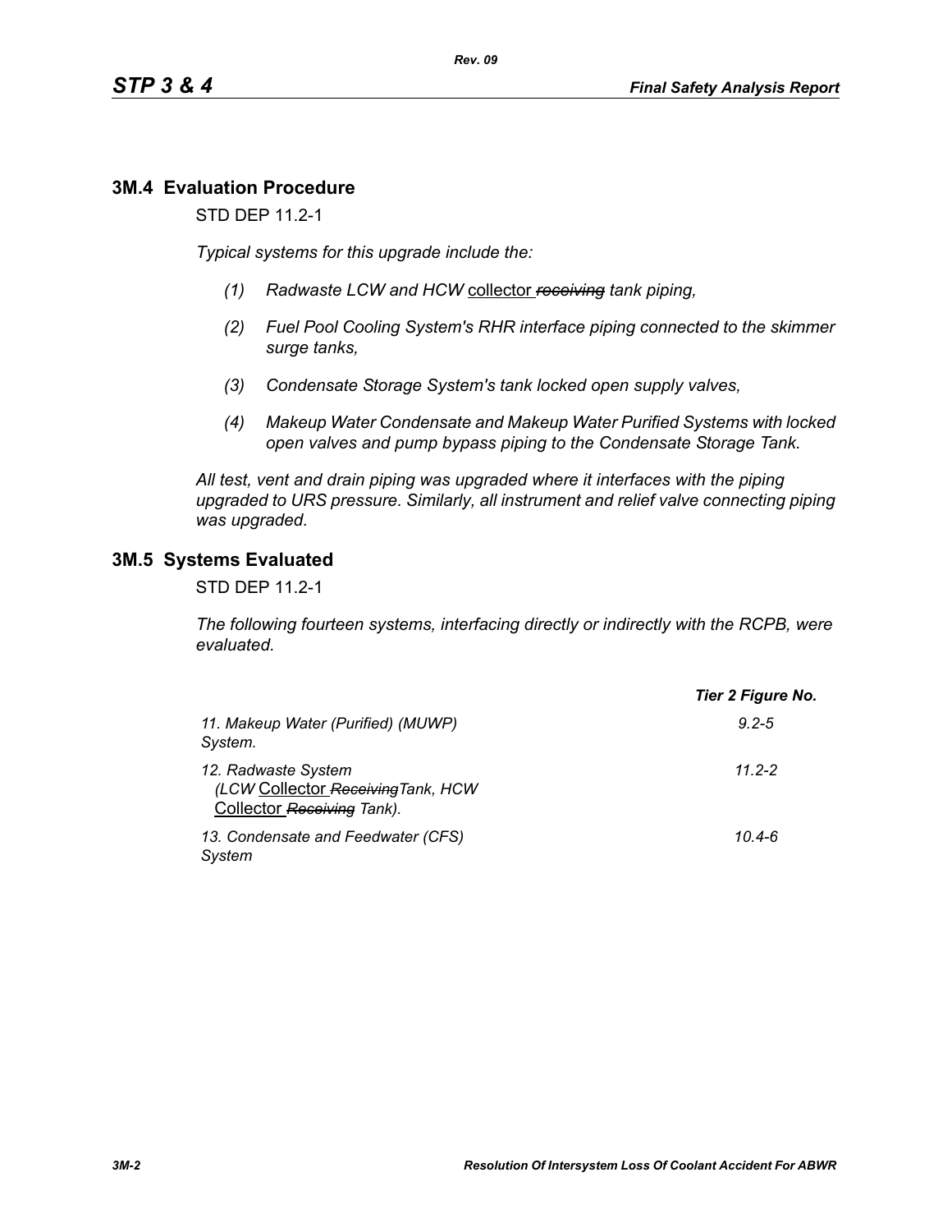## 3M.4 Evaluation Procedure

STD DEP 11.2-1

*Typical systems for this upgrade include the:*

*(1) Radwaste LCW and HCW* collector ~~*receiving*~~ *tank piping,*

*(2) Fuel Pool Cooling System's RHR interface piping connected to the skimmer surge tanks,*

*(3) Condensate Storage System's tank locked open supply valves,*

*(4) Makeup Water Condensate and Makeup Water Purified Systems with locked open valves and pump bypass piping to the Condensate Storage Tank.*

*All test, vent and drain piping was upgraded where it interfaces with the piping upgraded to URS pressure. Similarly, all instrument and relief valve connecting piping was upgraded.*

## 3M.5 Systems Evaluated

STD DEP 11.2-1

*The following fourteen systems, interfacing directly or indirectly with the RCPB, were evaluated.*

| | ***Tier 2 Figure No.*** |
|---|---|
| *11. Makeup Water (Purified) (MUWP) System.* | *9.2-5* |
| *12. Radwaste System (LCW* Collector ~~*Receiving*~~ *Tank, HCW* Collector ~~*Receiving*~~ *Tank).* | *11.2-2* |
| *13. Condensate and Feedwater (CFS) System* | *10.4-6* |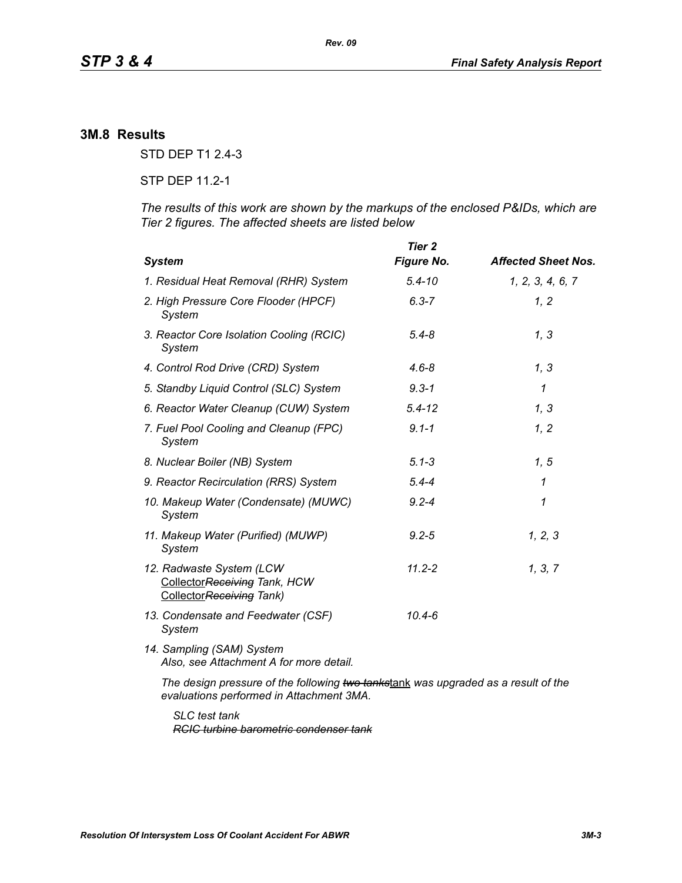## 3M.8 Results

STD DEP T1 2.4-3

STP DEP 11.2-1

*The results of this work are shown by the markups of the enclosed P&IDs, which are Tier 2 figures. The affected sheets are listed below*

| *System* | *Tier 2 Figure No.* | *Affected Sheet Nos.* |
|---|---|---|
| *1. Residual Heat Removal (RHR) System* | *5.4-10* | *1, 2, 3, 4, 6, 7* |
| *2. High Pressure Core Flooder (HPCF) System* | *6.3-7* | *1, 2* |
| *3. Reactor Core Isolation Cooling (RCIC) System* | *5.4-8* | *1, 3* |
| *4. Control Rod Drive (CRD) System* | *4.6-8* | *1, 3* |
| *5. Standby Liquid Control (SLC) System* | *9.3-1* | *1* |
| *6. Reactor Water Cleanup (CUW) System* | *5.4-12* | *1, 3* |
| *7. Fuel Pool Cooling and Cleanup (FPC) System* | *9.1-1* | *1, 2* |
| *8. Nuclear Boiler (NB) System* | *5.1-3* | *1, 5* |
| *9. Reactor Recirculation (RRS) System* | *5.4-4* | *1* |
| *10. Makeup Water (Condensate) (MUWC) System* | *9.2-4* | *1* |
| *11. Makeup Water (Purified) (MUWP) System* | *9.2-5* | *1, 2, 3* |
| *12. Radwaste System (LCW* Collector~~*Receiving*~~ *Tank, HCW* Collector~~*Receiving*~~ *Tank)* | *11.2-2* | *1, 3, 7* |
| *13. Condensate and Feedwater (CSF) System* | *10.4-6* | |
| *14. Sampling (SAM) System* | | |

*Also, see Attachment A for more detail.*

*The design pressure of the following* ~~*two tanks*~~tank *was upgraded as a result of the evaluations performed in Attachment 3MA.*

*SLC test tank*
~~*RCIC turbine barometric condenser tank*~~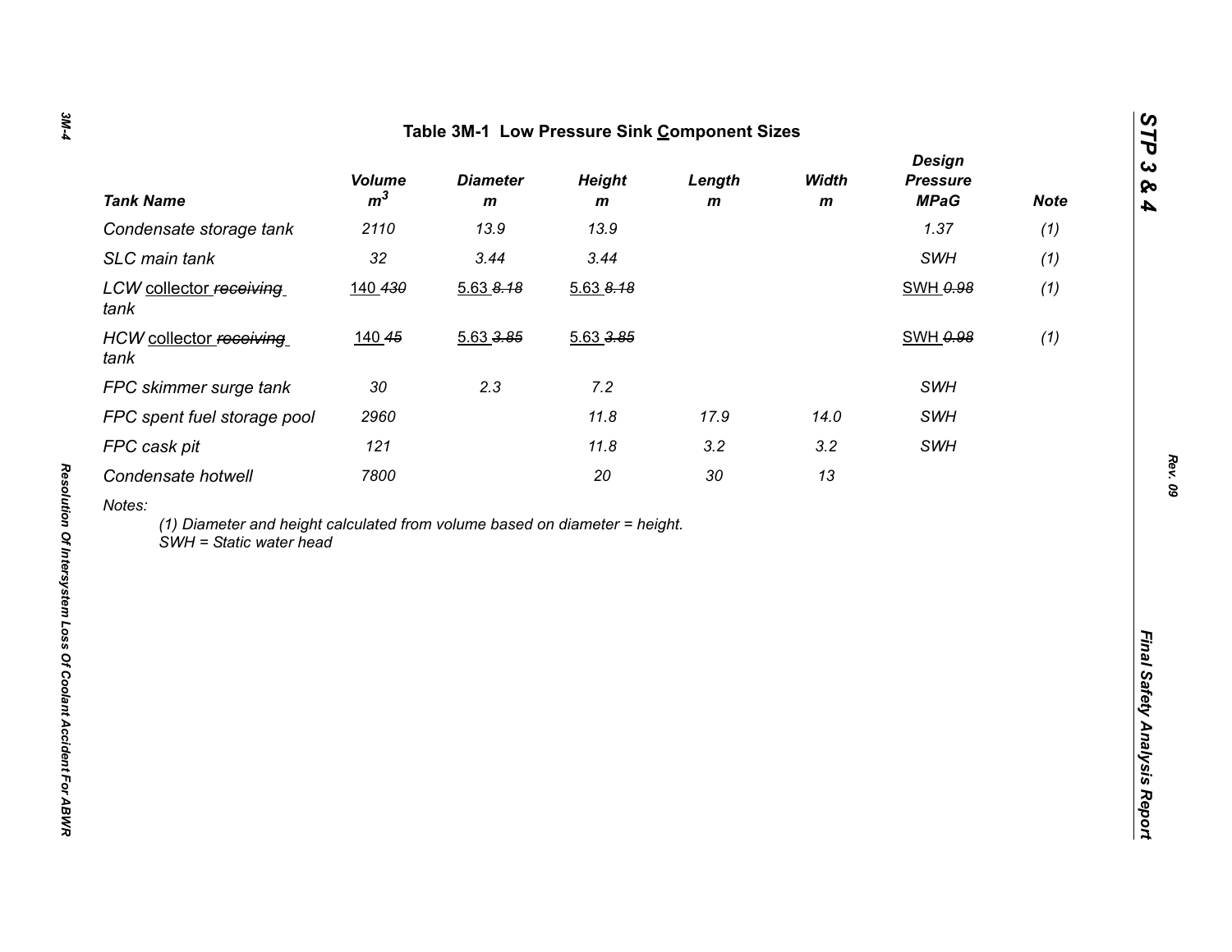## Table 3M-1 Low Pressure Sink Component Sizes

| Tank Name | Volume $m^3$ | Diameter m | Height m | Length m | Width m | Design Pressure MPaG | Note |
|---|---|---|---|---|---|---|---|
| Condensate storage tank | 2110 | 13.9 | 13.9 | | | 1.37 | (1) |
| SLC main tank | 32 | 3.44 | 3.44 | | | SWH | (1) |
| LCW collector ~~receiving~~ tank | 140 ~~430~~ | 5.63 ~~8.18~~ | 5.63 ~~8.18~~ | | | SWH ~~0.98~~ | (1) |
| HCW collector ~~receiving~~ tank | 140 ~~45~~ | 5.63 ~~3.85~~ | 5.63 ~~3.85~~ | | | SWH ~~0.98~~ | (1) |
| FPC skimmer surge tank | 30 | 2.3 | 7.2 | | | SWH | |
| FPC spent fuel storage pool | 2960 | | 11.8 | 17.9 | 14.0 | SWH | |
| FPC cask pit | 121 | | 11.8 | 3.2 | 3.2 | SWH | |
| Condensate hotwell | 7800 | | 20 | 30 | 13 | | |

Notes:

(1) Diameter and height calculated from volume based on diameter = height.

SWH = Static water head